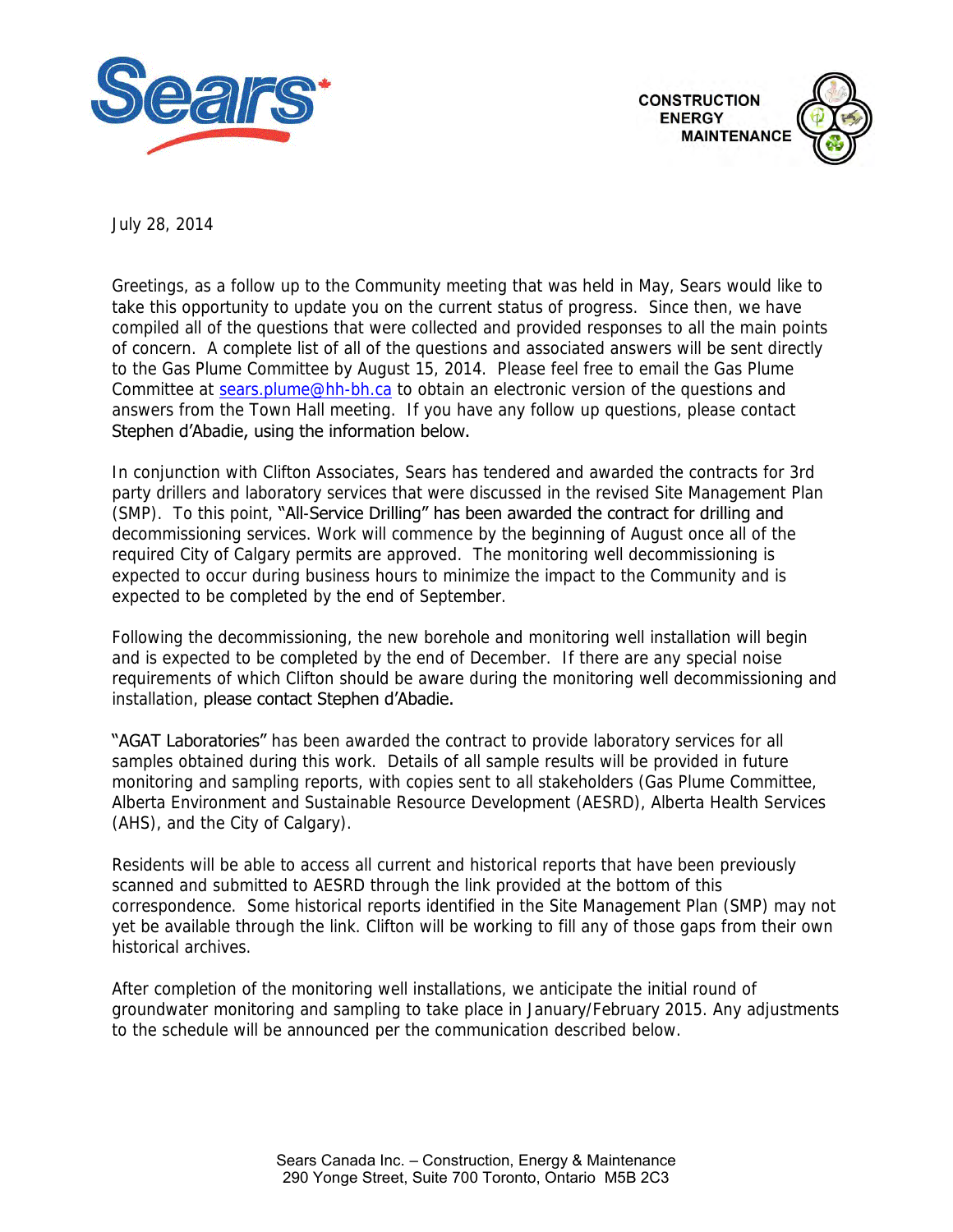Sears

CONSTRUCTION
ENERGY
MAINTENANCE

July 28, 2014

Greetings, as a follow up to the Community meeting that was held in May, Sears would like to take this opportunity to update you on the current status of progress. Since then, we have compiled all of the questions that were collected and provided responses to all the main points of concern. A complete list of all of the questions and associated answers will be sent directly to the Gas Plume Committee by August 15, 2014. Please feel free to email the Gas Plume Committee at sears.plume@hh-bh.ca to obtain an electronic version of the questions and answers from the Town Hall meeting. If you have any follow up questions, please contact Stephen d'Abadie, using the information below.

In conjunction with Clifton Associates, Sears has tendered and awarded the contracts for 3rd party drillers and laboratory services that were discussed in the revised Site Management Plan (SMP). To this point, "All-Service Drilling" has been awarded the contract for drilling and decommissioning services. Work will commence by the beginning of August once all of the required City of Calgary permits are approved. The monitoring well decommissioning is expected to occur during business hours to minimize the impact to the Community and is expected to be completed by the end of September.

Following the decommissioning, the new borehole and monitoring well installation will begin and is expected to be completed by the end of December. If there are any special noise requirements of which Clifton should be aware during the monitoring well decommissioning and installation, please contact Stephen d'Abadie.

"AGAT Laboratories" has been awarded the contract to provide laboratory services for all samples obtained during this work. Details of all sample results will be provided in future monitoring and sampling reports, with copies sent to all stakeholders (Gas Plume Committee, Alberta Environment and Sustainable Resource Development (AESRD), Alberta Health Services (AHS), and the City of Calgary).

Residents will be able to access all current and historical reports that have been previously scanned and submitted to AESRD through the link provided at the bottom of this correspondence. Some historical reports identified in the Site Management Plan (SMP) may not yet be available through the link. Clifton will be working to fill any of those gaps from their own historical archives.

After completion of the monitoring well installations, we anticipate the initial round of groundwater monitoring and sampling to take place in January/February 2015. Any adjustments to the schedule will be announced per the communication described below.

Sears Canada Inc. – Construction, Energy & Maintenance
290 Yonge Street, Suite 700 Toronto, Ontario M5B 2C3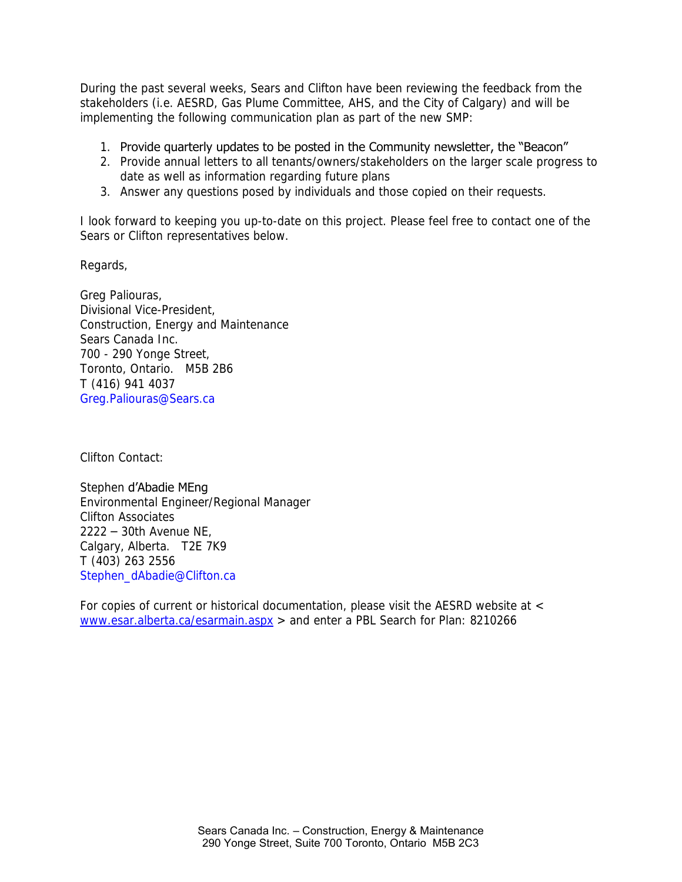During the past several weeks, Sears and Clifton have been reviewing the feedback from the stakeholders (i.e. AESRD, Gas Plume Committee, AHS, and the City of Calgary) and will be implementing the following communication plan as part of the new SMP:

1. Provide quarterly updates to be posted in the Community newsletter, the "Beacon"
2. Provide annual letters to all tenants/owners/stakeholders on the larger scale progress to date as well as information regarding future plans
3. Answer any questions posed by individuals and those copied on their requests.

I look forward to keeping you up-to-date on this project. Please feel free to contact one of the Sears or Clifton representatives below.

Regards,

Greg Paliouras,
Divisional Vice-President,
Construction, Energy and Maintenance
Sears Canada Inc.
700 - 290 Yonge Street,
Toronto, Ontario. M5B 2B6
T (416) 941 4037
Greg.Paliouras@Sears.ca

Clifton Contact:

Stephen d'Abadie MEng
Environmental Engineer/Regional Manager
Clifton Associates
2222 – 30th Avenue NE,
Calgary, Alberta. T2E 7K9
T (403) 263 2556
Stephen_dAbadie@Clifton.ca

For copies of current or historical documentation, please visit the AESRD website at < www.esar.alberta.ca/esarmain.aspx > and enter a PBL Search for Plan: 8210266